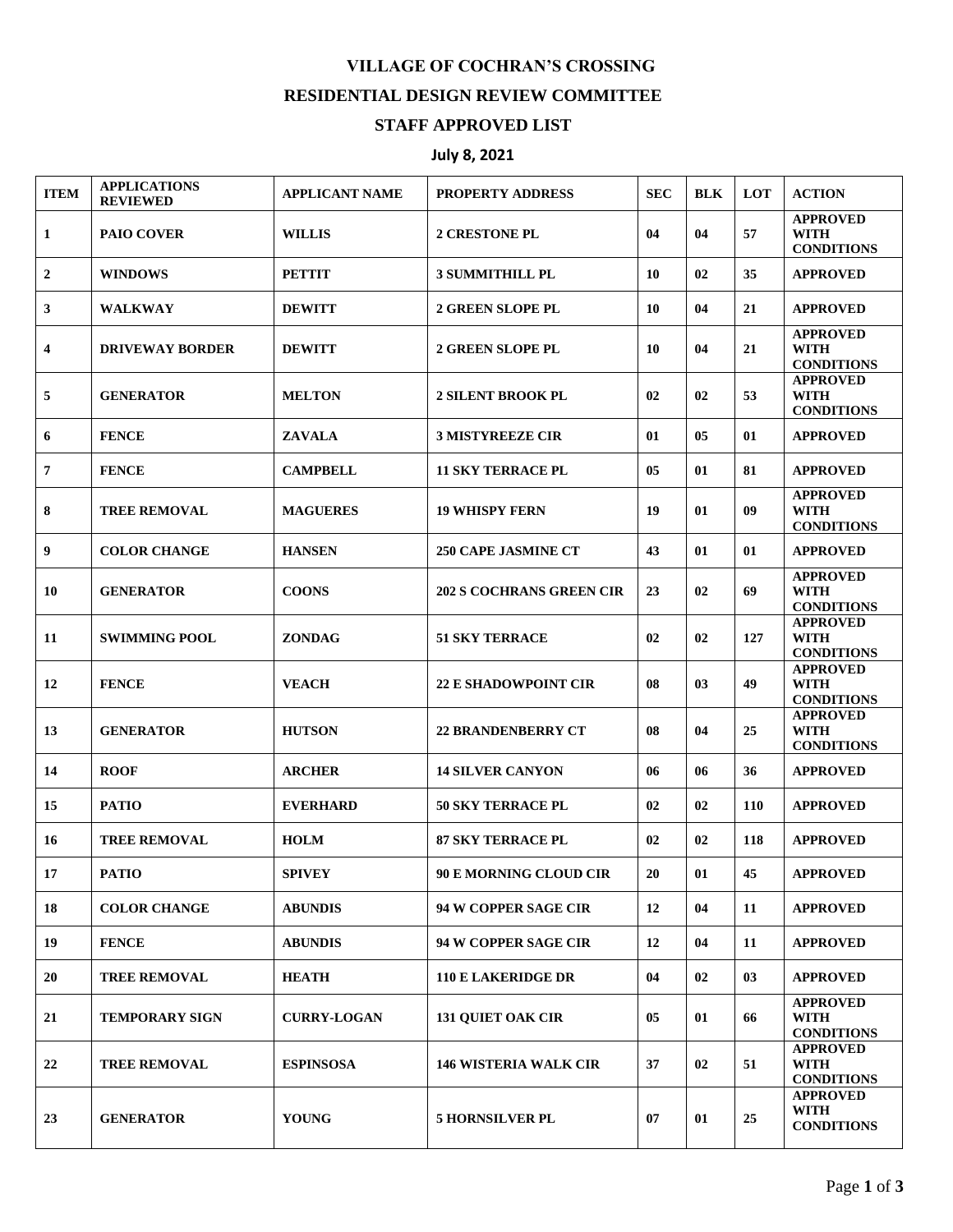# VILLAGE OF COCHRAN'S CROSSING

## RESIDENTIAL DESIGN REVIEW COMMITTEE

## STAFF APPROVED LIST

### July 8, 2021

| ITEM | APPLICATIONS REVIEWED | APPLICANT NAME | PROPERTY ADDRESS | SEC | BLK | LOT | ACTION |
|---|---|---|---|---|---|---|---|
| 1 | PAIO COVER | WILLIS | 2 CRESTONE PL | 04 | 04 | 57 | APPROVED WITH CONDITIONS |
| 2 | WINDOWS | PETTIT | 3 SUMMITHILL PL | 10 | 02 | 35 | APPROVED |
| 3 | WALKWAY | DEWITT | 2 GREEN SLOPE PL | 10 | 04 | 21 | APPROVED |
| 4 | DRIVEWAY BORDER | DEWITT | 2 GREEN SLOPE PL | 10 | 04 | 21 | APPROVED WITH CONDITIONS |
| 5 | GENERATOR | MELTON | 2 SILENT BROOK PL | 02 | 02 | 53 | APPROVED WITH CONDITIONS |
| 6 | FENCE | ZAVALA | 3 MISTYREEZE CIR | 01 | 05 | 01 | APPROVED |
| 7 | FENCE | CAMPBELL | 11 SKY TERRACE PL | 05 | 01 | 81 | APPROVED |
| 8 | TREE REMOVAL | MAGUERES | 19 WHISPY FERN | 19 | 01 | 09 | APPROVED WITH CONDITIONS |
| 9 | COLOR CHANGE | HANSEN | 250 CAPE JASMINE CT | 43 | 01 | 01 | APPROVED |
| 10 | GENERATOR | COONS | 202 S COCHRANS GREEN CIR | 23 | 02 | 69 | APPROVED WITH CONDITIONS |
| 11 | SWIMMING POOL | ZONDAG | 51 SKY TERRACE | 02 | 02 | 127 | APPROVED WITH CONDITIONS |
| 12 | FENCE | VEACH | 22 E SHADOWPOINT CIR | 08 | 03 | 49 | APPROVED WITH CONDITIONS |
| 13 | GENERATOR | HUTSON | 22 BRANDENBERRY CT | 08 | 04 | 25 | APPROVED WITH CONDITIONS |
| 14 | ROOF | ARCHER | 14 SILVER CANYON | 06 | 06 | 36 | APPROVED |
| 15 | PATIO | EVERHARD | 50 SKY TERRACE PL | 02 | 02 | 110 | APPROVED |
| 16 | TREE REMOVAL | HOLM | 87 SKY TERRACE PL | 02 | 02 | 118 | APPROVED |
| 17 | PATIO | SPIVEY | 90 E MORNING CLOUD CIR | 20 | 01 | 45 | APPROVED |
| 18 | COLOR CHANGE | ABUNDIS | 94 W COPPER SAGE CIR | 12 | 04 | 11 | APPROVED |
| 19 | FENCE | ABUNDIS | 94 W COPPER SAGE CIR | 12 | 04 | 11 | APPROVED |
| 20 | TREE REMOVAL | HEATH | 110 E LAKERIDGE DR | 04 | 02 | 03 | APPROVED |
| 21 | TEMPORARY SIGN | CURRY-LOGAN | 131 QUIET OAK CIR | 05 | 01 | 66 | APPROVED WITH CONDITIONS |
| 22 | TREE REMOVAL | ESPINSOSA | 146 WISTERIA WALK CIR | 37 | 02 | 51 | APPROVED WITH CONDITIONS |
| 23 | GENERATOR | YOUNG | 5 HORNSILVER PL | 07 | 01 | 25 | APPROVED WITH CONDITIONS |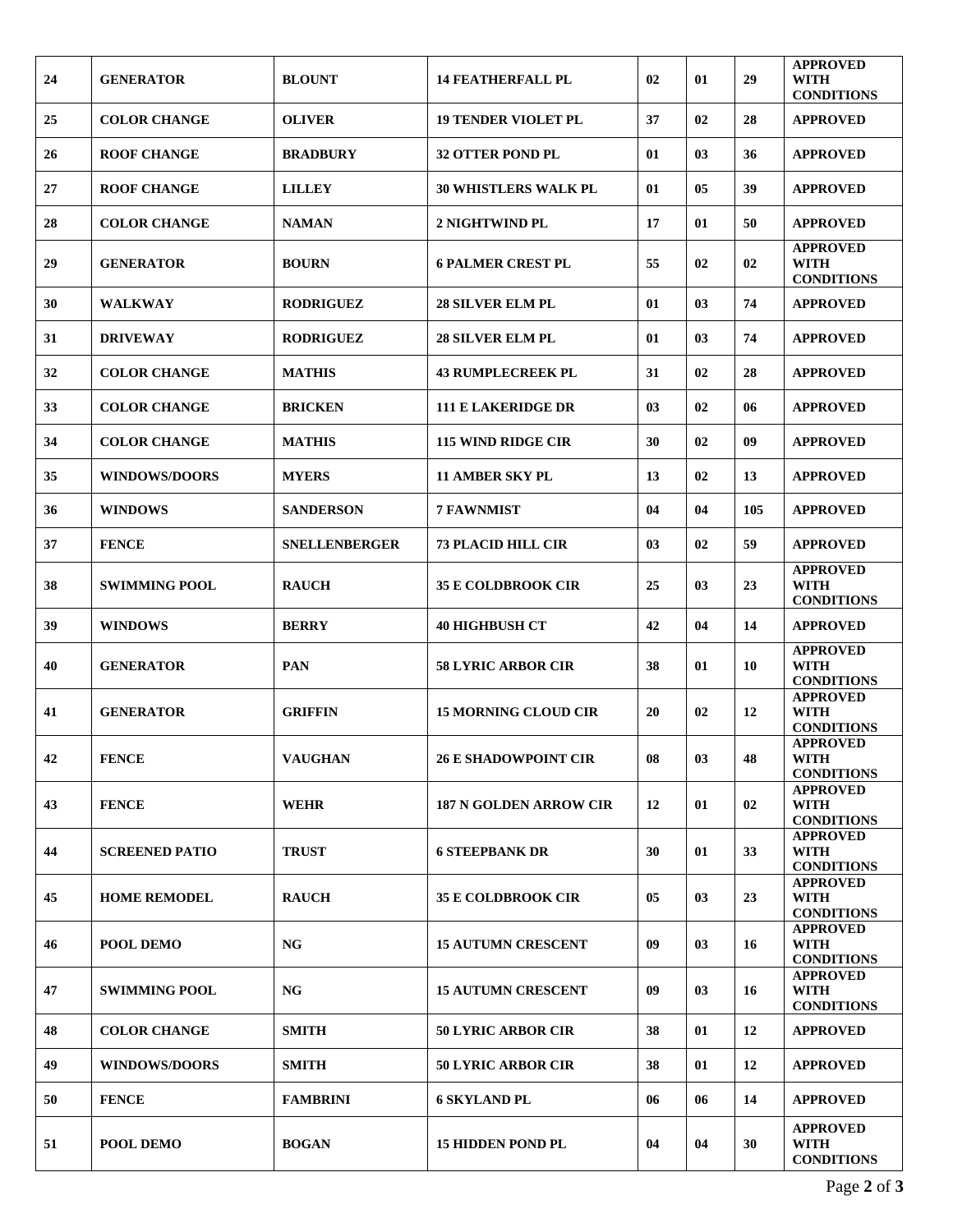| 24 | GENERATOR | BLOUNT | 14 FEATHERFALL PL | 02 | 01 | 29 | APPROVED WITH CONDITIONS |
|---|---|---|---|---|---|---|---|
| 25 | COLOR CHANGE | OLIVER | 19 TENDER VIOLET PL | 37 | 02 | 28 | APPROVED |
| 26 | ROOF CHANGE | BRADBURY | 32 OTTER POND PL | 01 | 03 | 36 | APPROVED |
| 27 | ROOF CHANGE | LILLEY | 30 WHISTLERS WALK PL | 01 | 05 | 39 | APPROVED |
| 28 | COLOR CHANGE | NAMAN | 2 NIGHTWIND PL | 17 | 01 | 50 | APPROVED |
| 29 | GENERATOR | BOURN | 6 PALMER CREST PL | 55 | 02 | 02 | APPROVED WITH CONDITIONS |
| 30 | WALKWAY | RODRIGUEZ | 28 SILVER ELM PL | 01 | 03 | 74 | APPROVED |
| 31 | DRIVEWAY | RODRIGUEZ | 28 SILVER ELM PL | 01 | 03 | 74 | APPROVED |
| 32 | COLOR CHANGE | MATHIS | 43 RUMPLECREEK PL | 31 | 02 | 28 | APPROVED |
| 33 | COLOR CHANGE | BRICKEN | 111 E LAKERIDGE DR | 03 | 02 | 06 | APPROVED |
| 34 | COLOR CHANGE | MATHIS | 115 WIND RIDGE CIR | 30 | 02 | 09 | APPROVED |
| 35 | WINDOWS/DOORS | MYERS | 11 AMBER SKY PL | 13 | 02 | 13 | APPROVED |
| 36 | WINDOWS | SANDERSON | 7 FAWNMIST | 04 | 04 | 105 | APPROVED |
| 37 | FENCE | SNELLENBERGER | 73 PLACID HILL CIR | 03 | 02 | 59 | APPROVED |
| 38 | SWIMMING POOL | RAUCH | 35 E COLDBROOK CIR | 25 | 03 | 23 | APPROVED WITH CONDITIONS |
| 39 | WINDOWS | BERRY | 40 HIGHBUSH CT | 42 | 04 | 14 | APPROVED |
| 40 | GENERATOR | PAN | 58 LYRIC ARBOR CIR | 38 | 01 | 10 | APPROVED WITH CONDITIONS |
| 41 | GENERATOR | GRIFFIN | 15 MORNING CLOUD CIR | 20 | 02 | 12 | APPROVED WITH CONDITIONS |
| 42 | FENCE | VAUGHAN | 26 E SHADOWPOINT CIR | 08 | 03 | 48 | APPROVED WITH CONDITIONS |
| 43 | FENCE | WEHR | 187 N GOLDEN ARROW CIR | 12 | 01 | 02 | APPROVED WITH CONDITIONS |
| 44 | SCREENED PATIO | TRUST | 6 STEEPBANK DR | 30 | 01 | 33 | APPROVED WITH CONDITIONS |
| 45 | HOME REMODEL | RAUCH | 35 E COLDBROOK CIR | 05 | 03 | 23 | APPROVED WITH CONDITIONS |
| 46 | POOL DEMO | NG | 15 AUTUMN CRESCENT | 09 | 03 | 16 | APPROVED WITH CONDITIONS |
| 47 | SWIMMING POOL | NG | 15 AUTUMN CRESCENT | 09 | 03 | 16 | APPROVED WITH CONDITIONS |
| 48 | COLOR CHANGE | SMITH | 50 LYRIC ARBOR CIR | 38 | 01 | 12 | APPROVED |
| 49 | WINDOWS/DOORS | SMITH | 50 LYRIC ARBOR CIR | 38 | 01 | 12 | APPROVED |
| 50 | FENCE | FAMBRINI | 6 SKYLAND PL | 06 | 06 | 14 | APPROVED |
| 51 | POOL DEMO | BOGAN | 15 HIDDEN POND PL | 04 | 04 | 30 | APPROVED WITH CONDITIONS |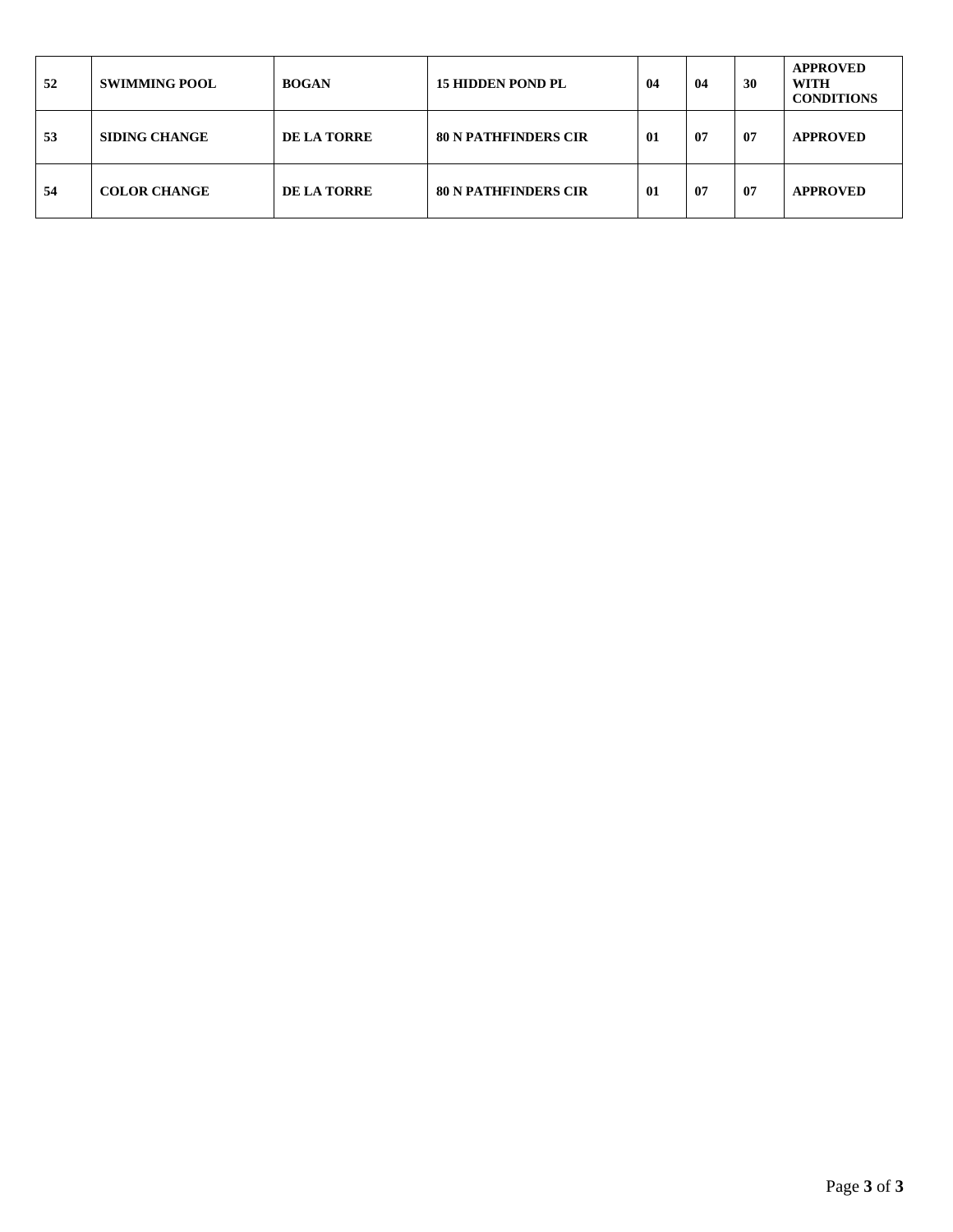| | | | | | | | |
|---|---|---|---|---|---|---|---|
| 52 | SWIMMING POOL | BOGAN | 15 HIDDEN POND PL | 04 | 04 | 30 | APPROVED WITH CONDITIONS |
| 53 | SIDING CHANGE | DE LA TORRE | 80 N PATHFINDERS CIR | 01 | 07 | 07 | APPROVED |
| 54 | COLOR CHANGE | DE LA TORRE | 80 N PATHFINDERS CIR | 01 | 07 | 07 | APPROVED |